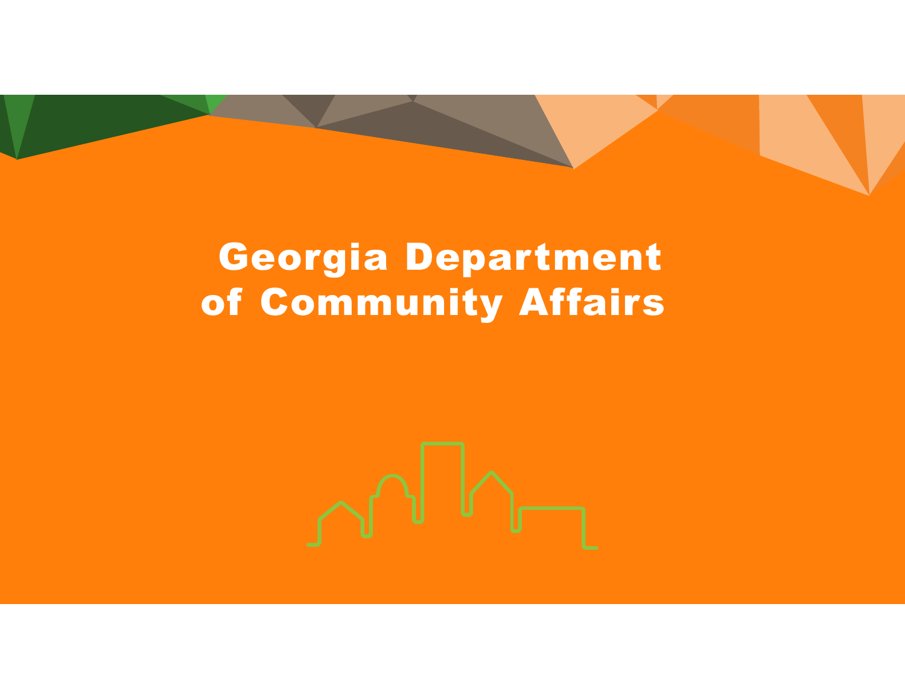# Georgia Department of Community Affairs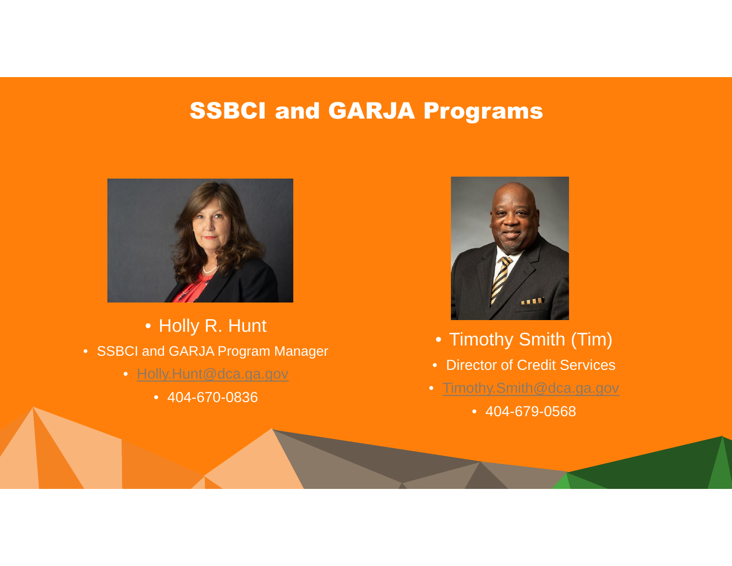# SSBCI and GARJA Programs

- Holly R. Hunt
- SSBCI and GARJA Program Manager
- Holly.Hunt@dca.ga.gov
- 404-670-0836

- Timothy Smith (Tim)
- Director of Credit Services
- Timothy.Smith@dca.ga.gov
- 404-679-0568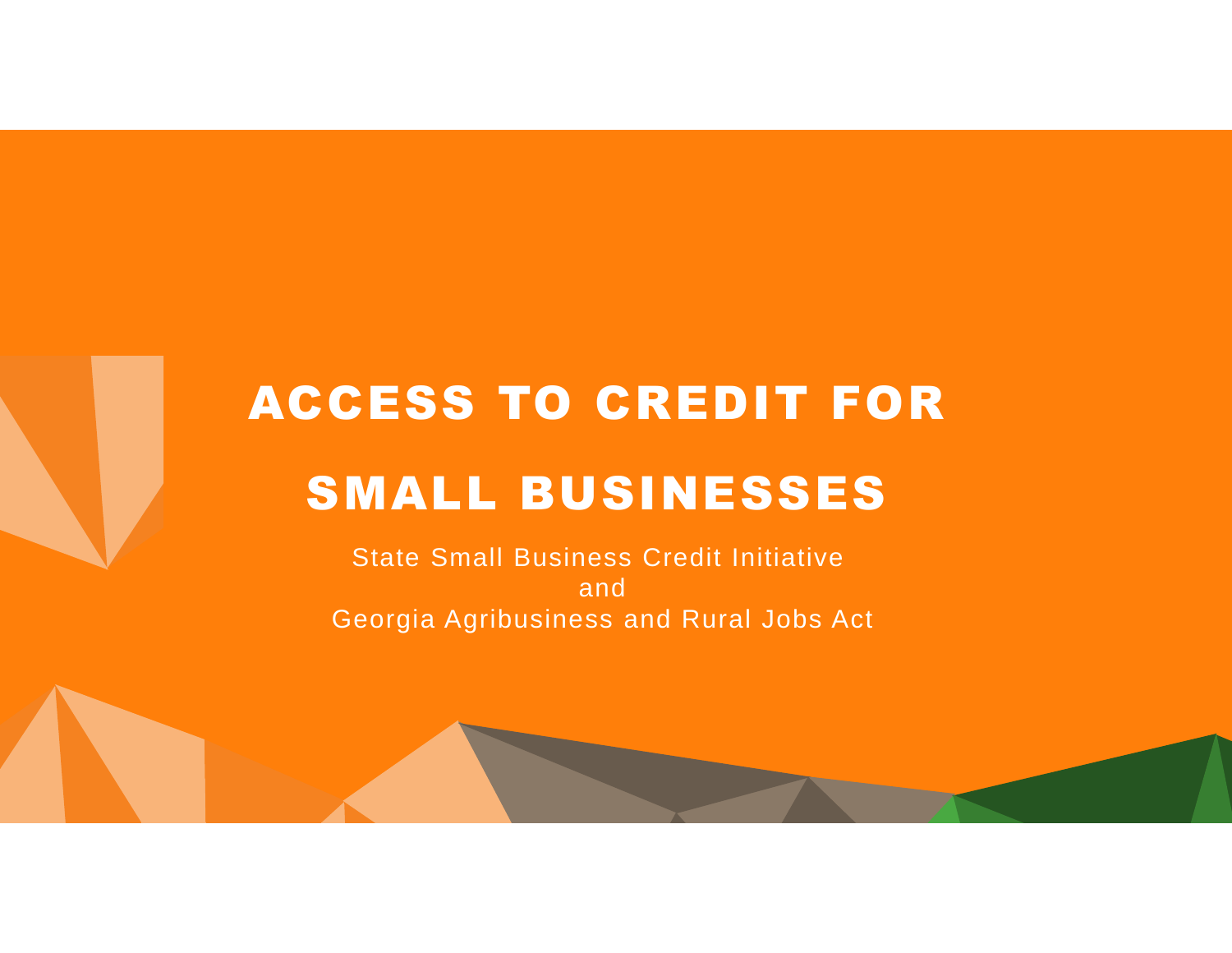# ACCESS TO CREDIT FOR SMALL BUSINESSES

State Small Business Credit Initiative
and
Georgia Agribusiness and Rural Jobs Act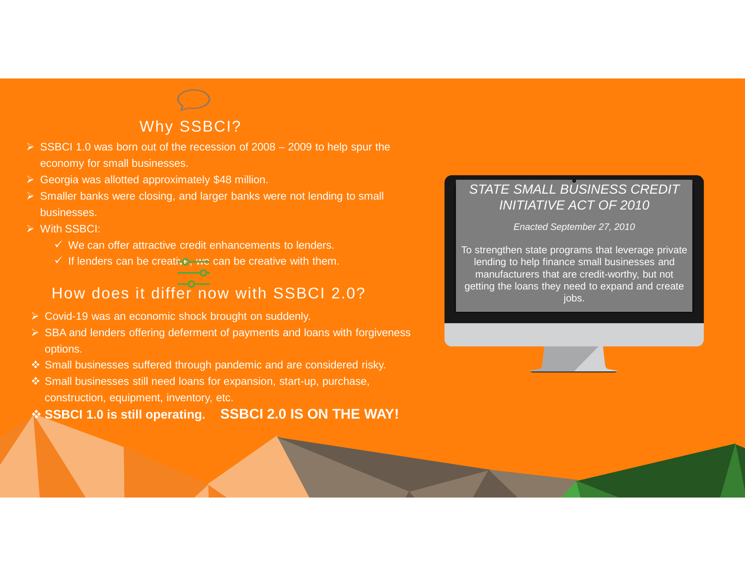## Why SSBCI?

- SSBCI 1.0 was born out of the recession of 2008 – 2009 to help spur the economy for small businesses.
- Georgia was allotted approximately $48 million.
- Smaller banks were closing, and larger banks were not lending to small businesses.
- With SSBCI:
  - ✓ We can offer attractive credit enhancements to lenders.
  - ✓ If lenders can be creative, we can be creative with them.

## How does it differ now with SSBCI 2.0?

- Covid-19 was an economic shock brought on suddenly.
- SBA and lenders offering deferment of payments and loans with forgiveness options.
- Small businesses suffered through pandemic and are considered risky.
- Small businesses still need loans for expansion, start-up, purchase, construction, equipment, inventory, etc.
- **SSBCI 1.0 is still operating. SSBCI 2.0 IS ON THE WAY!**

*STATE SMALL BUSINESS CREDIT INITIATIVE ACT OF 2010*

*Enacted September 27, 2010*

To strengthen state programs that leverage private lending to help finance small businesses and manufacturers that are credit-worthy, but not getting the loans they need to expand and create jobs.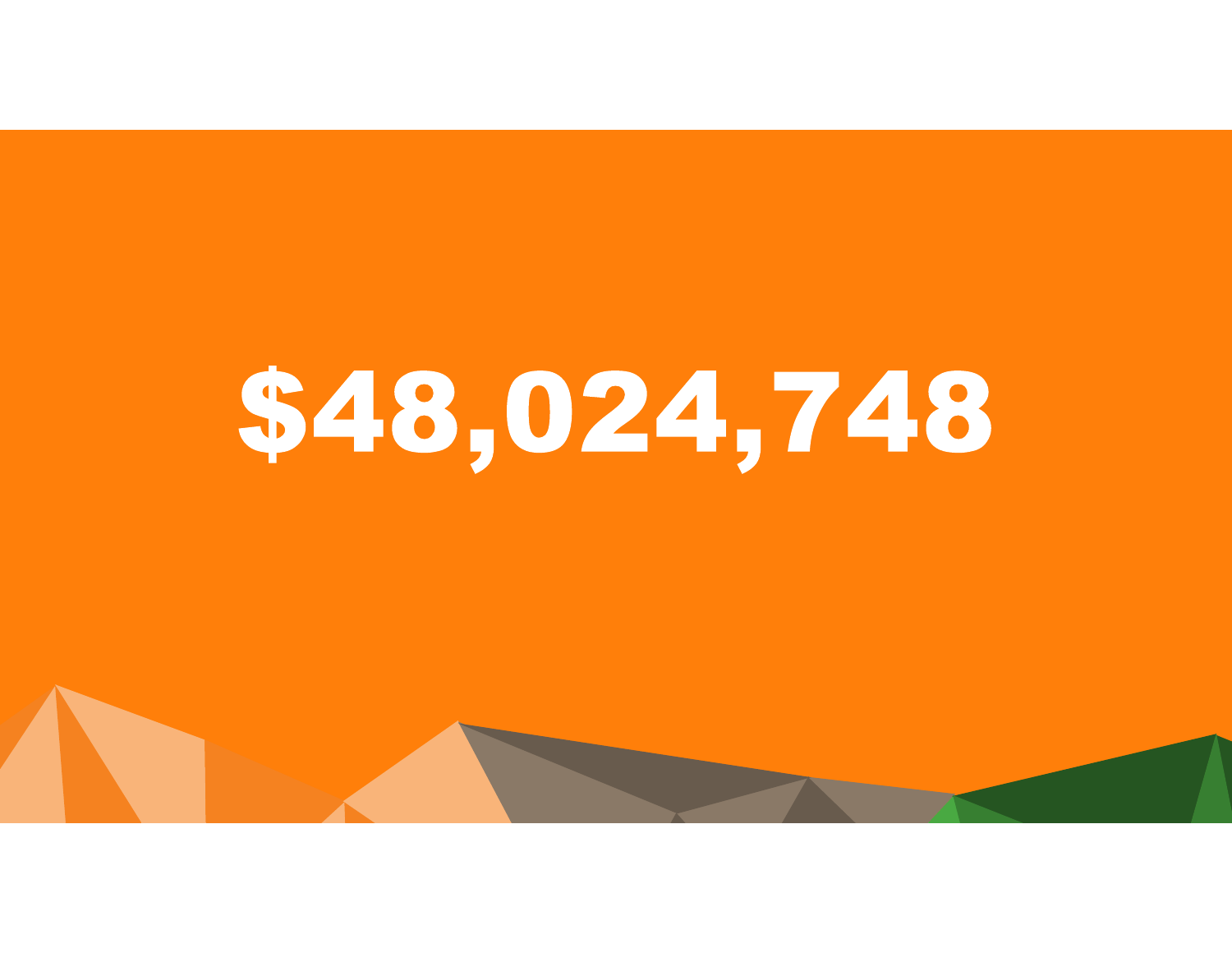# $48,024,748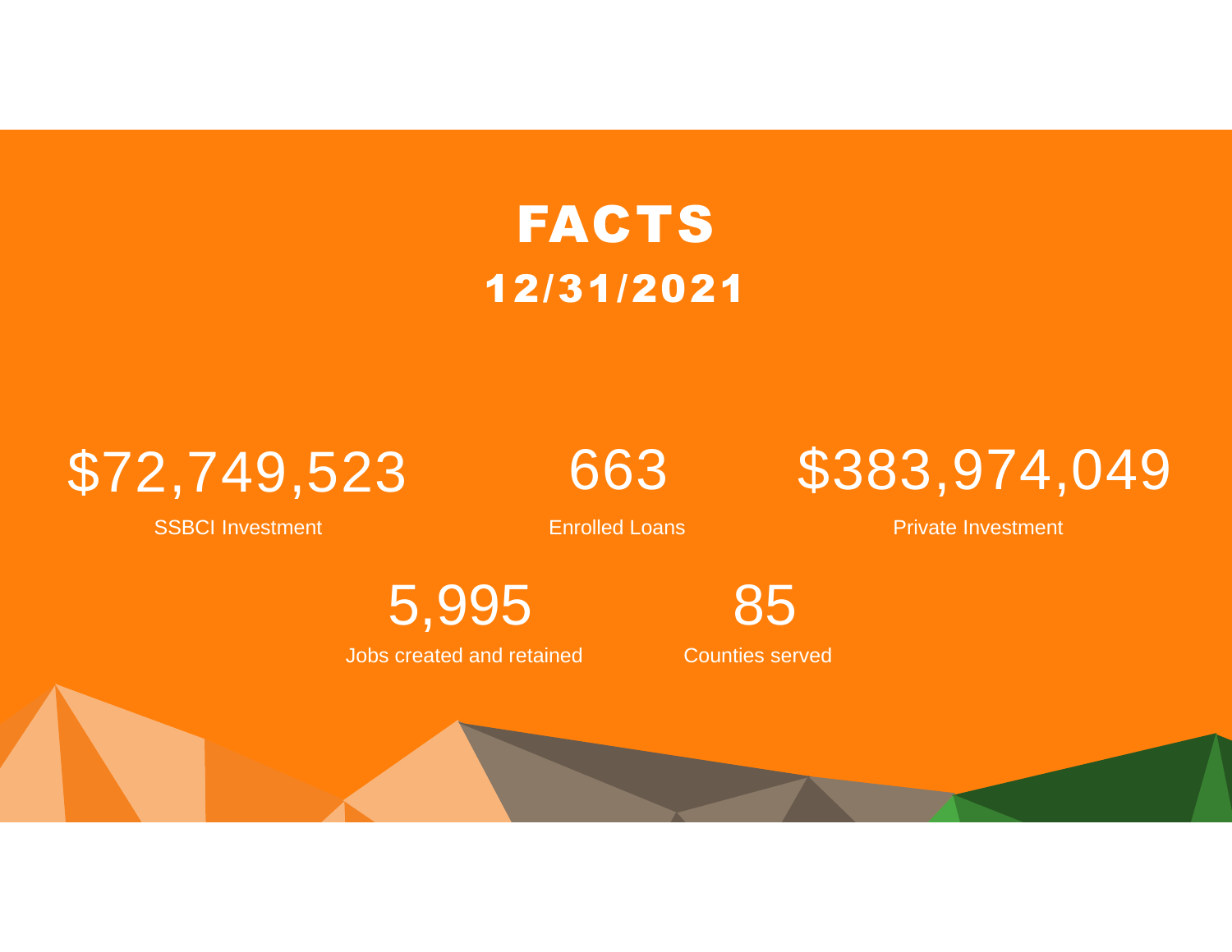# FACTS
## 12/31/2021

**$72,749,523**
SSBCI Investment

**663**
Enrolled Loans

**$383,974,049**
Private Investment

**5,995**
Jobs created and retained

**85**
Counties served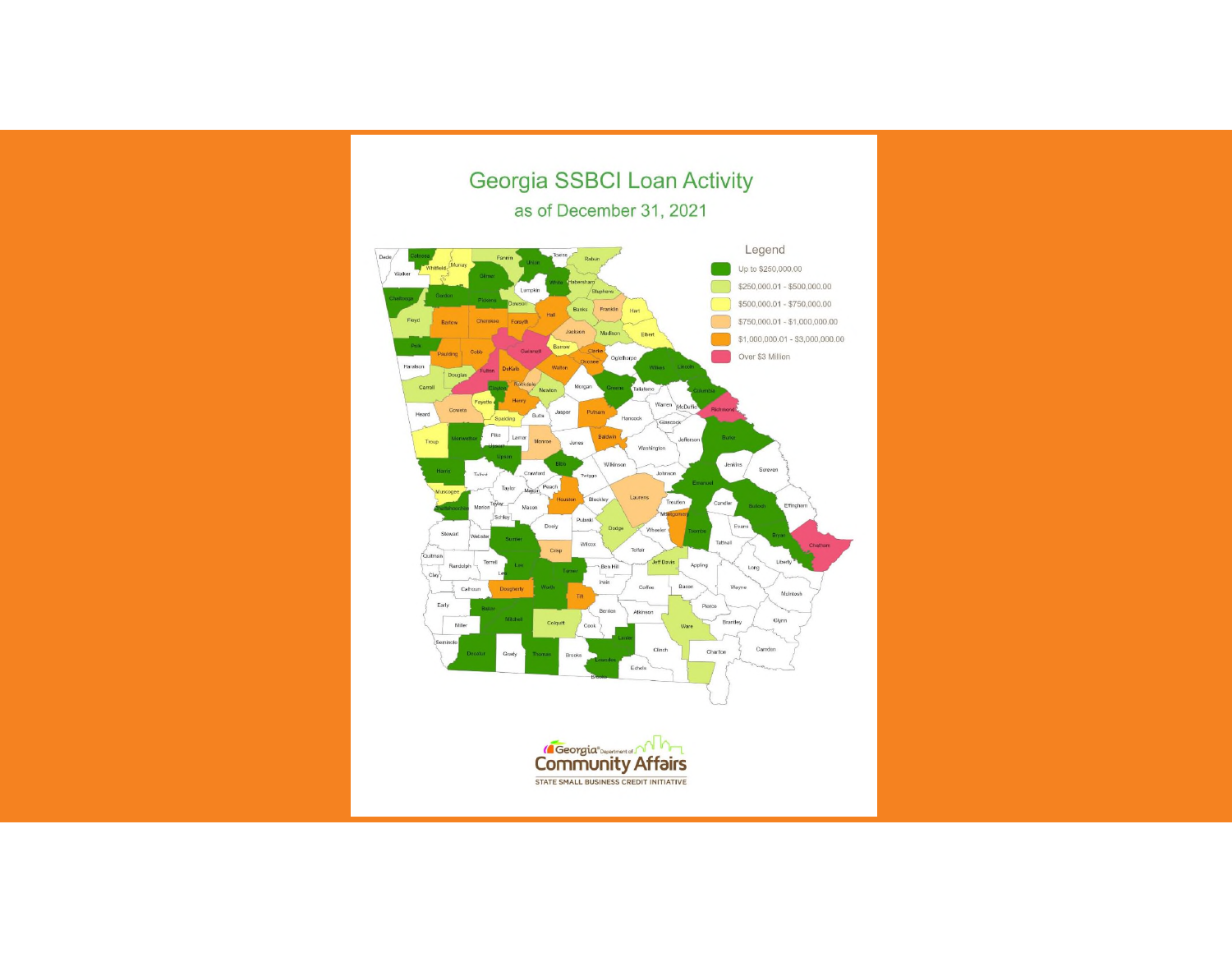# Georgia SSBCI Loan Activity

## as of December 31, 2021

**Legend**

- Up to $250,000.00
- $250,000.01 - $500,000.00
- $500,000.01 - $750,000.00
- $750,000.01 - $1,000,000.00
- $1,000,000.01 - $3,000,000.00
- Over $3 Million

Georgia Department of Community Affairs

STATE SMALL BUSINESS CREDIT INITIATIVE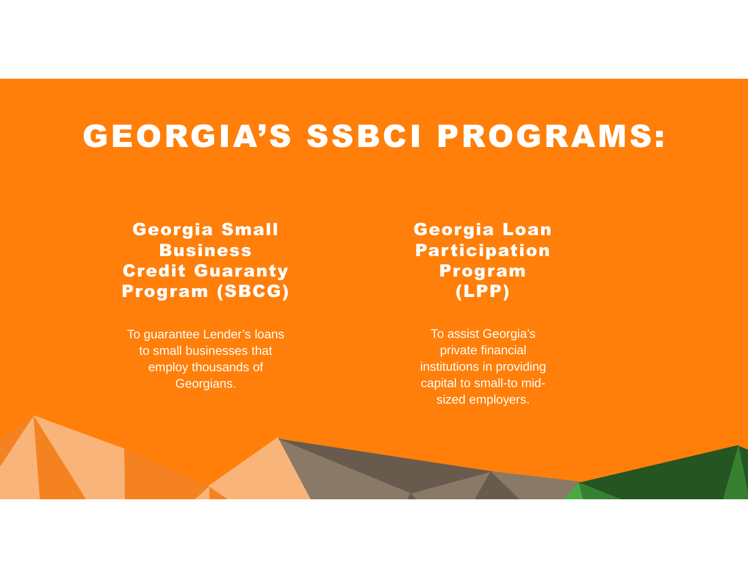# GEORGIA'S SSBCI PROGRAMS:

## Georgia Small Business Credit Guaranty Program (SBCG)

To guarantee Lender's loans to small businesses that employ thousands of Georgians.

## Georgia Loan Participation Program (LPP)

To assist Georgia's private financial institutions in providing capital to small-to mid-sized employers.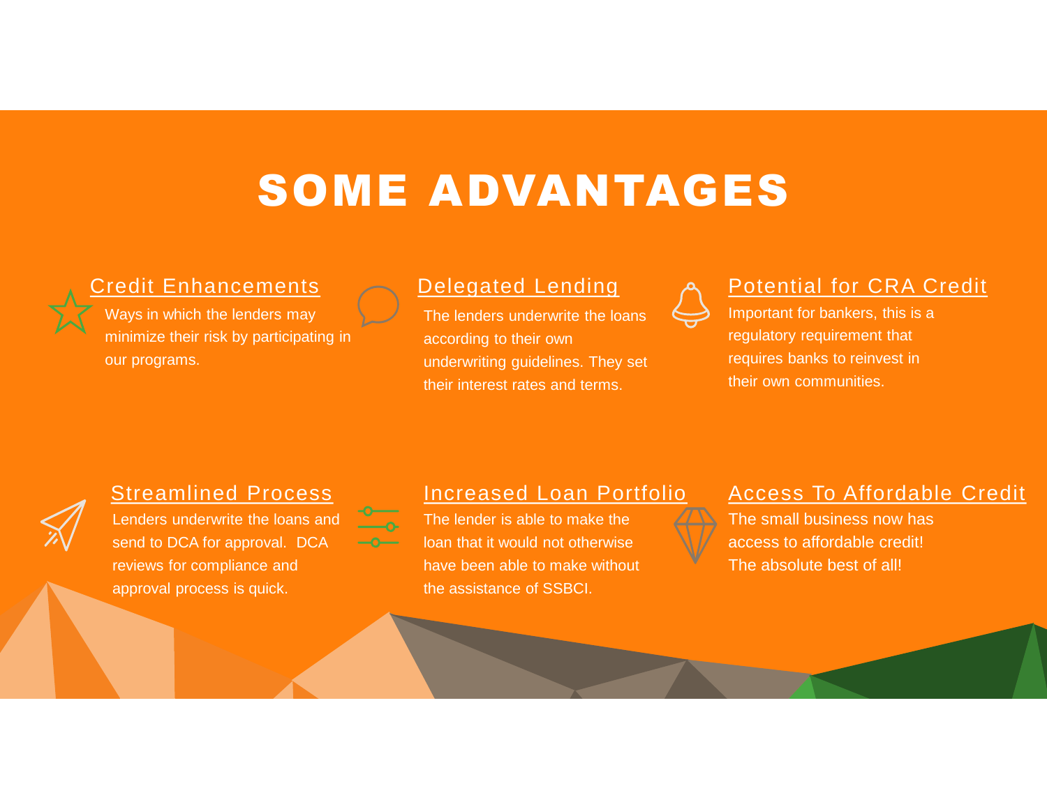# SOME ADVANTAGES

## Credit Enhancements

Ways in which the lenders may minimize their risk by participating in our programs.

## Delegated Lending

The lenders underwrite the loans according to their own underwriting guidelines. They set their interest rates and terms.

## Potential for CRA Credit

Important for bankers, this is a regulatory requirement that requires banks to reinvest in their own communities.

## Streamlined Process

Lenders underwrite the loans and send to DCA for approval. DCA reviews for compliance and approval process is quick.

## Increased Loan Portfolio

The lender is able to make the loan that it would not otherwise have been able to make without the assistance of SSBCI.

## Access To Affordable Credit

The small business now has access to affordable credit! The absolute best of all!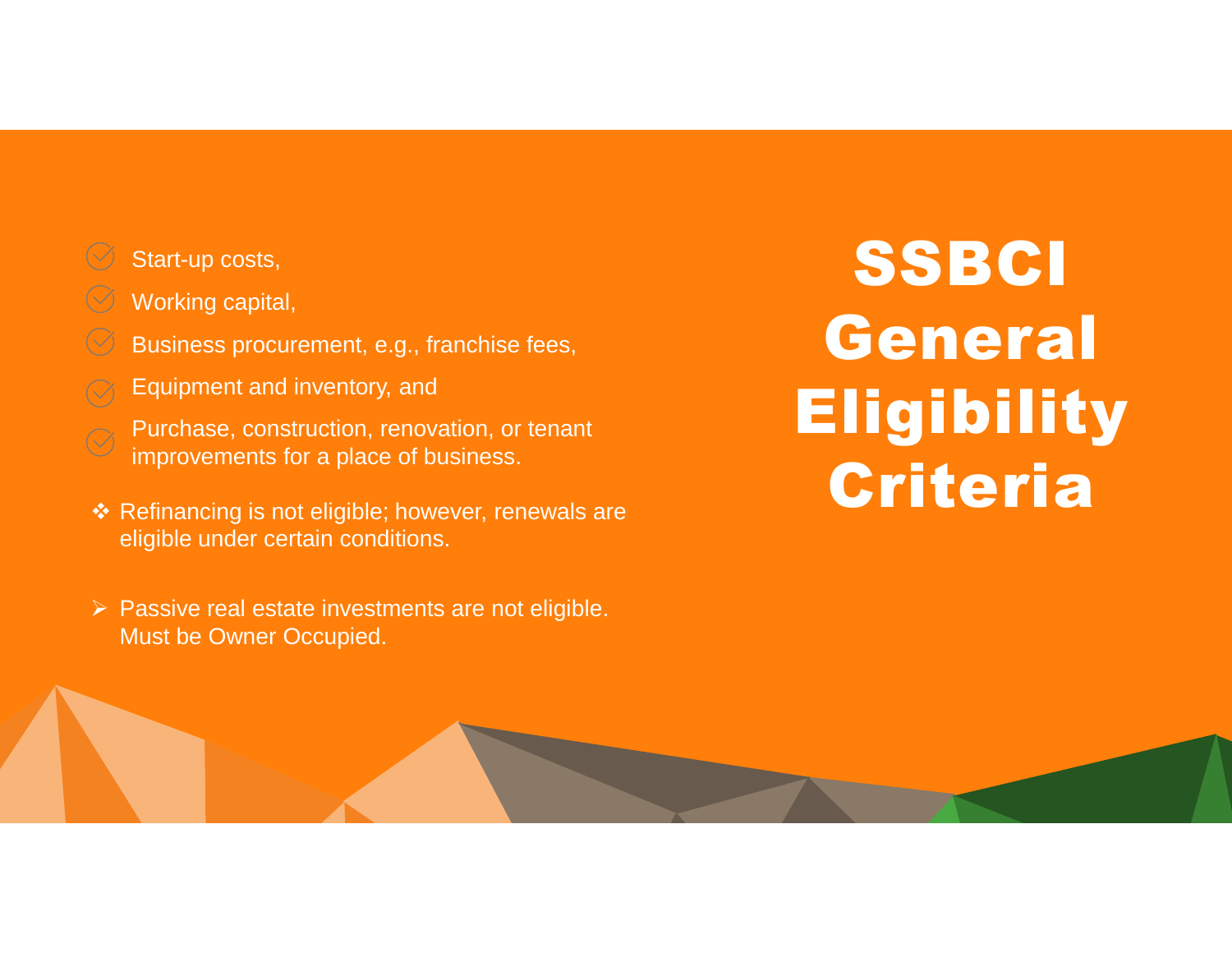# SSBCI General Eligibility Criteria

- Start-up costs,
- Working capital,
- Business procurement, e.g., franchise fees,
- Equipment and inventory, and
- Purchase, construction, renovation, or tenant improvements for a place of business.

❖ Refinancing is not eligible; however, renewals are eligible under certain conditions.

➢ Passive real estate investments are not eligible. Must be Owner Occupied.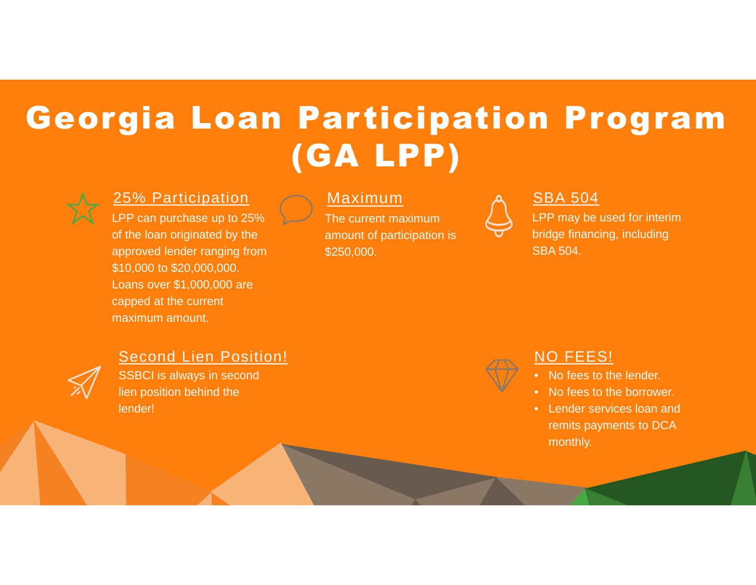# Georgia Loan Participation Program (GA LPP)

## 25% Participation

LPP can purchase up to 25% of the loan originated by the approved lender ranging from $10,000 to $20,000,000. Loans over $1,000,000 are capped at the current maximum amount.

## Maximum

The current maximum amount of participation is $250,000.

## SBA 504

LPP may be used for interim bridge financing, including SBA 504.

## Second Lien Position!

SSBCI is always in second lien position behind the lender!

## NO FEES!

- No fees to the lender.
- No fees to the borrower.
- Lender services loan and remits payments to DCA monthly.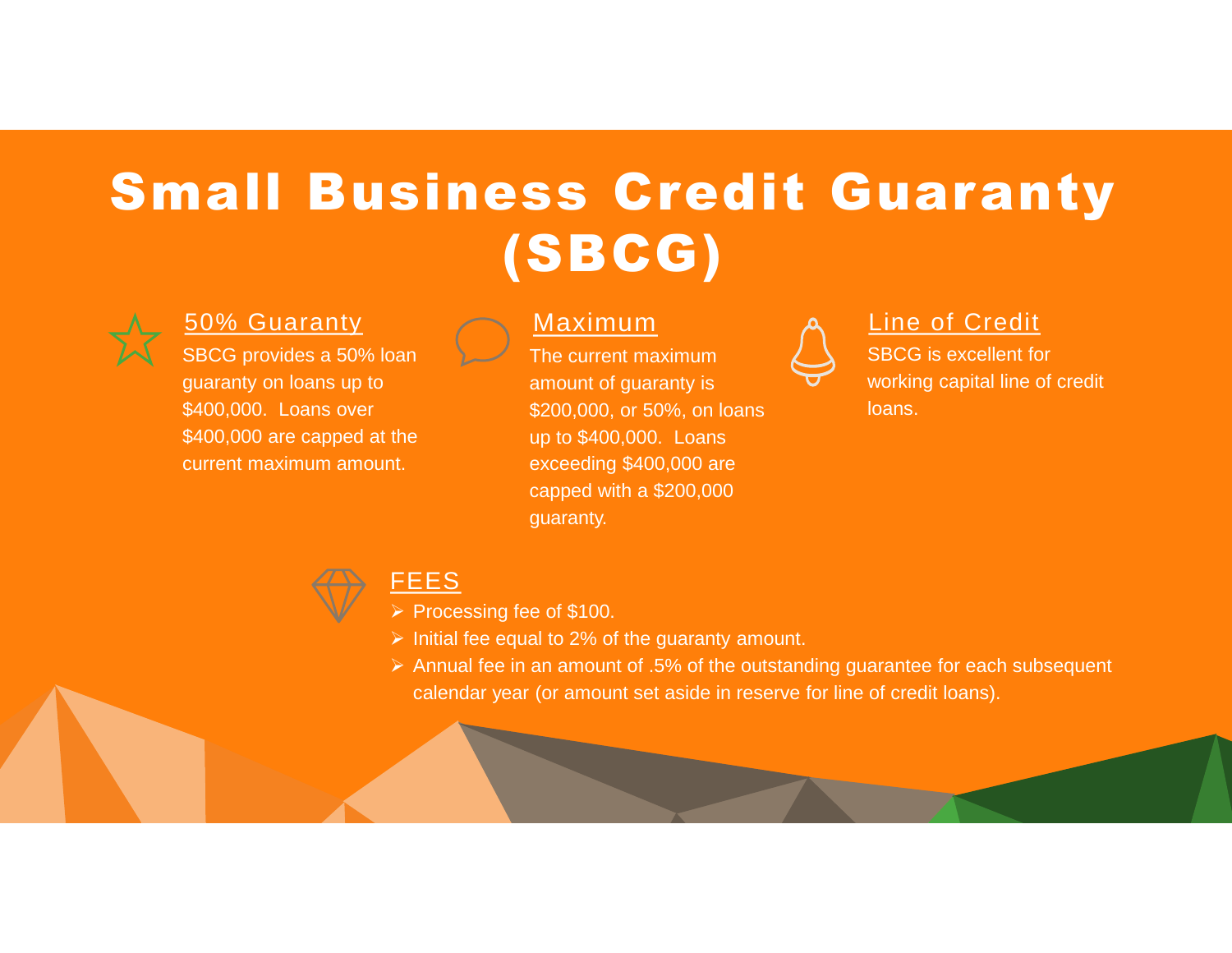# Small Business Credit Guaranty (SBCG)

## 50% Guaranty

SBCG provides a 50% loan guaranty on loans up to $400,000. Loans over $400,000 are capped at the current maximum amount.

## Maximum

The current maximum amount of guaranty is $200,000, or 50%, on loans up to $400,000. Loans exceeding $400,000 are capped with a $200,000 guaranty.

## Line of Credit

SBCG is excellent for working capital line of credit loans.

## FEES

- Processing fee of $100.
- Initial fee equal to 2% of the guaranty amount.
- Annual fee in an amount of .5% of the outstanding guarantee for each subsequent calendar year (or amount set aside in reserve for line of credit loans).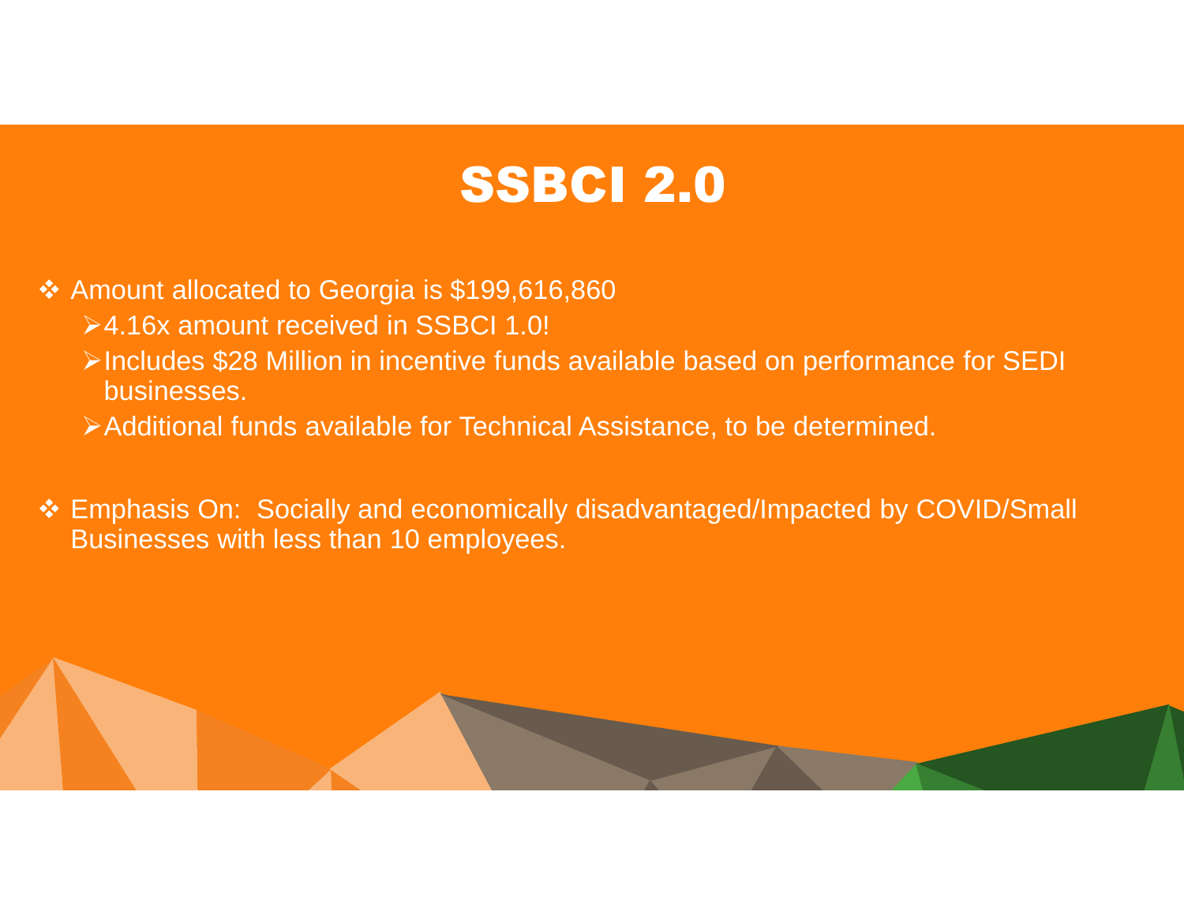# SSBCI 2.0

- Amount allocated to Georgia is $199,616,860
  - 4.16x amount received in SSBCI 1.0!
  - Includes $28 Million in incentive funds available based on performance for SEDI businesses.
  - Additional funds available for Technical Assistance, to be determined.

- Emphasis On: Socially and economically disadvantaged/Impacted by COVID/Small Businesses with less than 10 employees.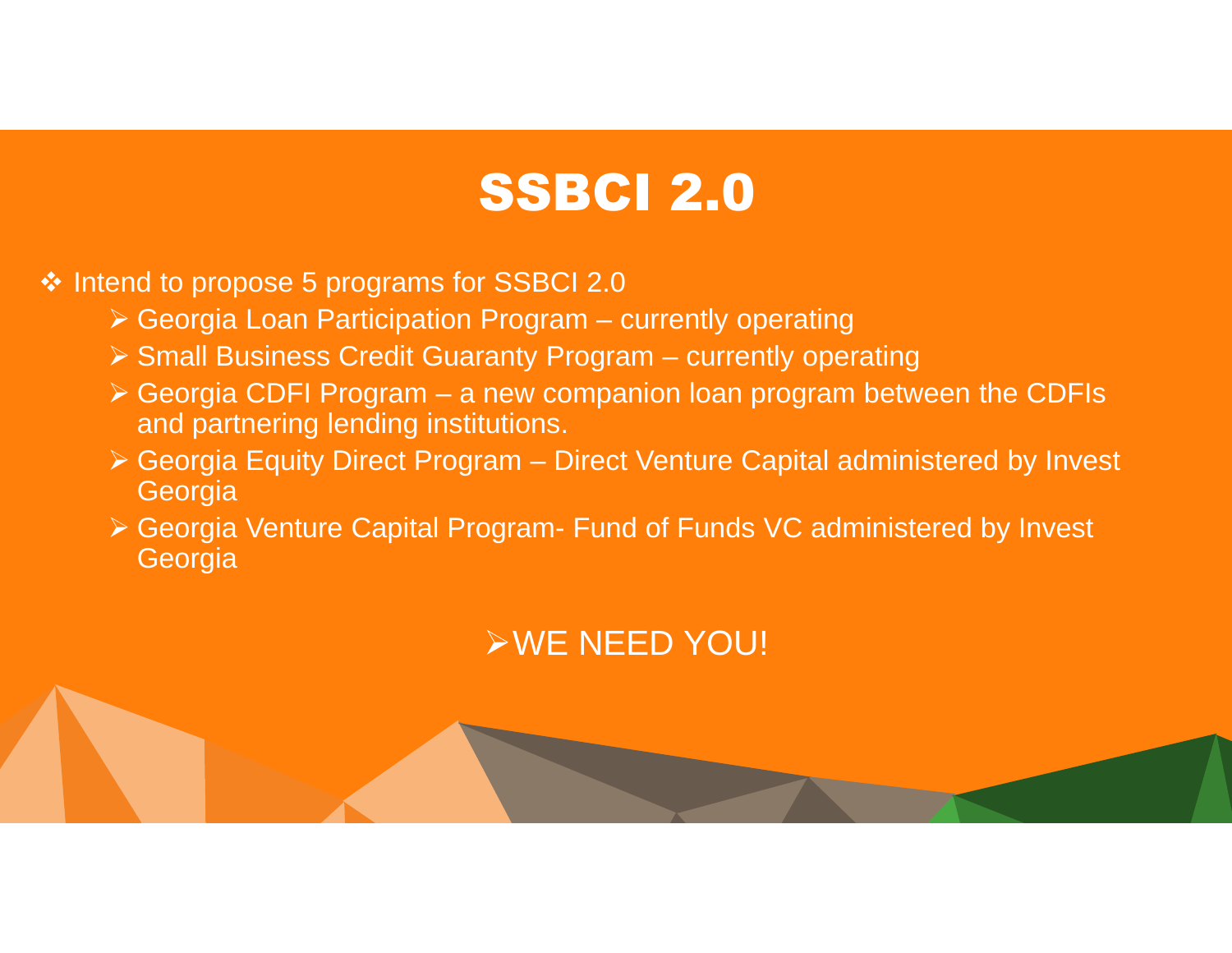# SSBCI 2.0

- Intend to propose 5 programs for SSBCI 2.0
  - Georgia Loan Participation Program – currently operating
  - Small Business Credit Guaranty Program – currently operating
  - Georgia CDFI Program – a new companion loan program between the CDFIs and partnering lending institutions.
  - Georgia Equity Direct Program – Direct Venture Capital administered by Invest Georgia
  - Georgia Venture Capital Program- Fund of Funds VC administered by Invest Georgia

- WE NEED YOU!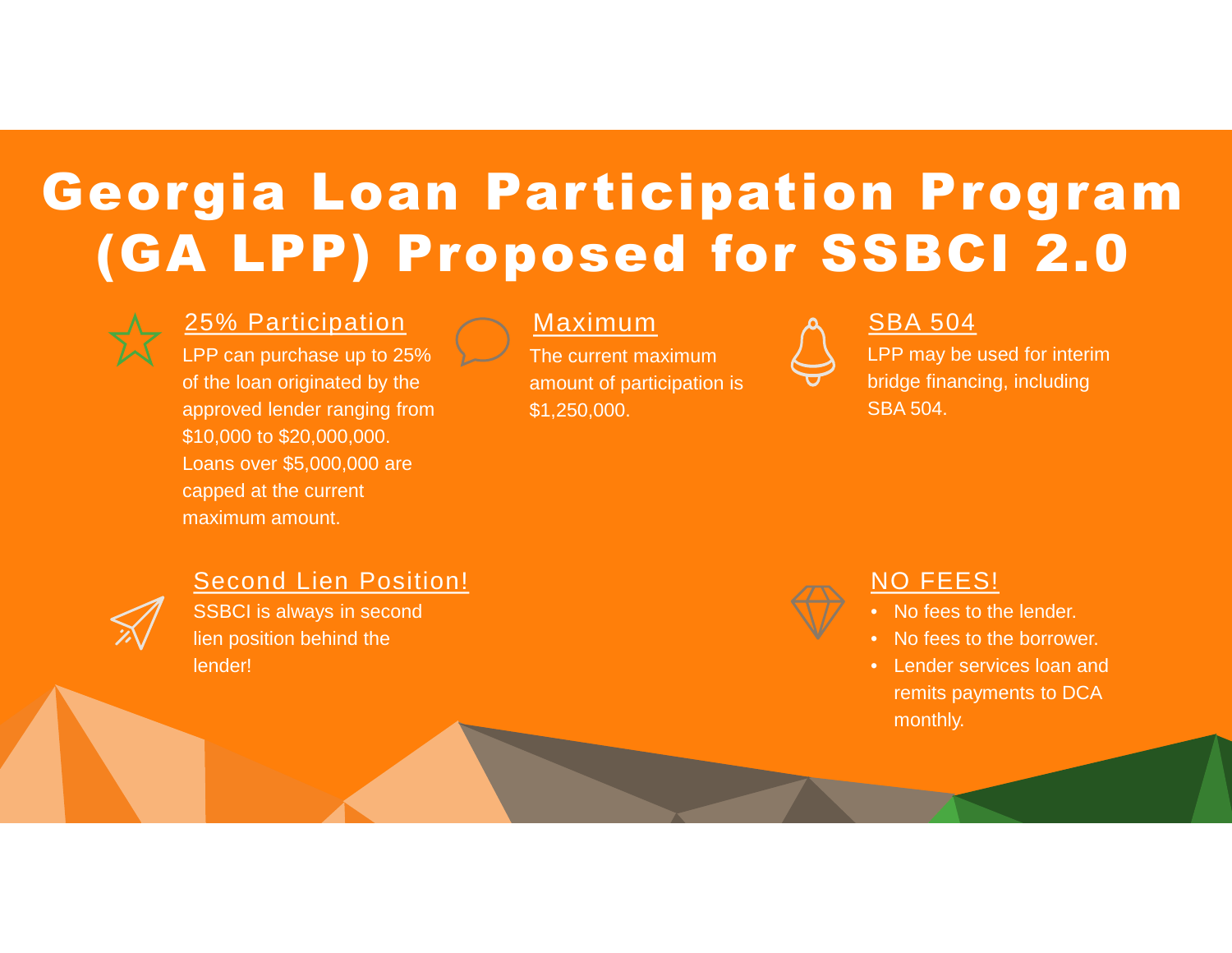# Georgia Loan Participation Program (GA LPP) Proposed for SSBCI 2.0

## 25% Participation

LPP can purchase up to 25% of the loan originated by the approved lender ranging from $10,000 to $20,000,000. Loans over $5,000,000 are capped at the current maximum amount.

## Maximum

The current maximum amount of participation is $1,250,000.

## SBA 504

LPP may be used for interim bridge financing, including SBA 504.

## Second Lien Position!

SSBCI is always in second lien position behind the lender!

## NO FEES!

- No fees to the lender.
- No fees to the borrower.
- Lender services loan and remits payments to DCA monthly.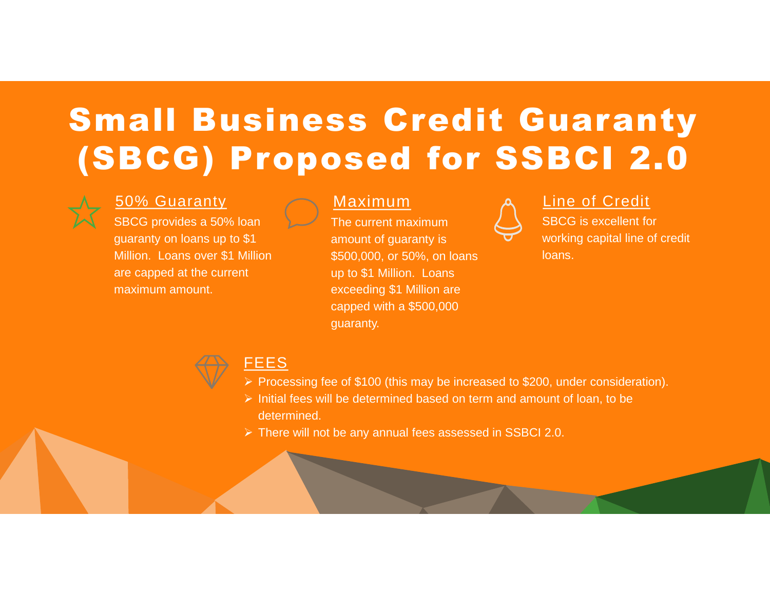# Small Business Credit Guaranty (SBCG) Proposed for SSBCI 2.0

## 50% Guaranty

SBCG provides a 50% loan guaranty on loans up to $1 Million. Loans over $1 Million are capped at the current maximum amount.

## Maximum

The current maximum amount of guaranty is $500,000, or 50%, on loans up to $1 Million. Loans exceeding $1 Million are capped with a $500,000 guaranty.

## Line of Credit

SBCG is excellent for working capital line of credit loans.

## FEES

- Processing fee of $100 (this may be increased to $200, under consideration).
- Initial fees will be determined based on term and amount of loan, to be determined.
- There will not be any annual fees assessed in SSBCI 2.0.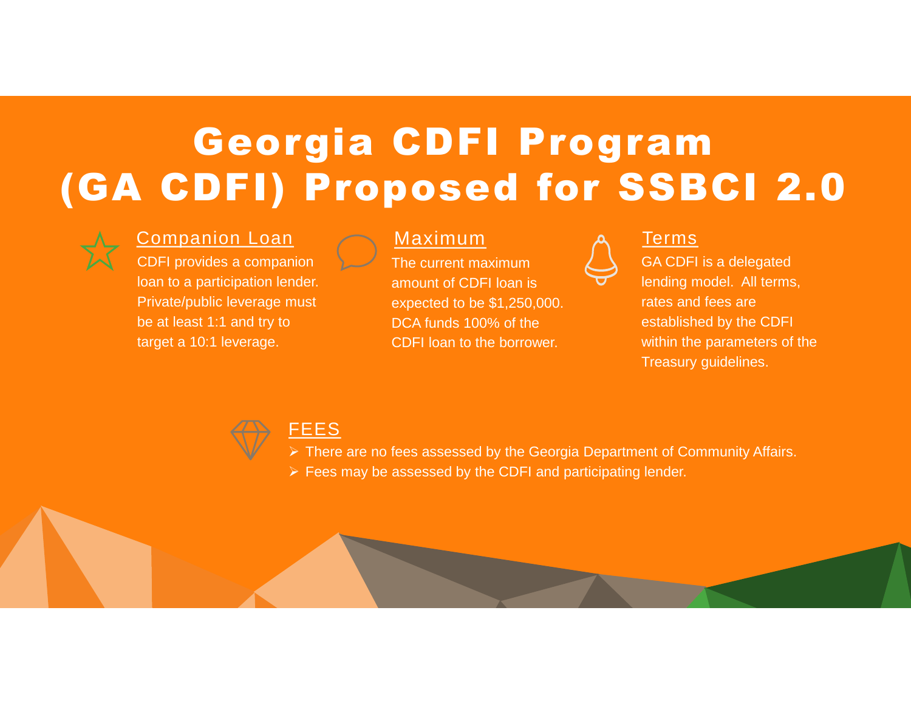# Georgia CDFI Program (GA CDFI) Proposed for SSBCI 2.0

## Companion Loan

CDFI provides a companion loan to a participation lender. Private/public leverage must be at least 1:1 and try to target a 10:1 leverage.

## Maximum

The current maximum amount of CDFI loan is expected to be $1,250,000. DCA funds 100% of the CDFI loan to the borrower.

## Terms

GA CDFI is a delegated lending model. All terms, rates and fees are established by the CDFI within the parameters of the Treasury guidelines.

## FEES

- There are no fees assessed by the Georgia Department of Community Affairs.
- Fees may be assessed by the CDFI and participating lender.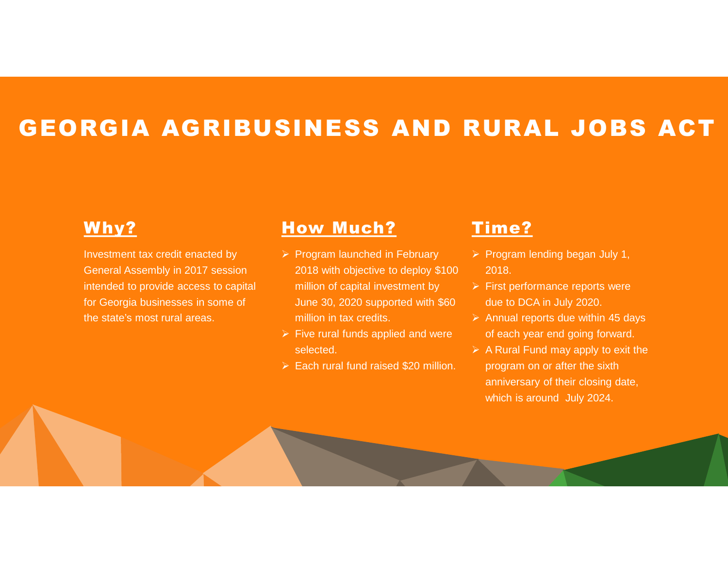# GEORGIA AGRIBUSINESS AND RURAL JOBS ACT

## Why?

Investment tax credit enacted by General Assembly in 2017 session intended to provide access to capital for Georgia businesses in some of the state's most rural areas.

## How Much?

- Program launched in February 2018 with objective to deploy $100 million of capital investment by June 30, 2020 supported with $60 million in tax credits.
- Five rural funds applied and were selected.
- Each rural fund raised $20 million.

## Time?

- Program lending began July 1, 2018.
- First performance reports were due to DCA in July 2020.
- Annual reports due within 45 days of each year end going forward.
- A Rural Fund may apply to exit the program on or after the sixth anniversary of their closing date, which is around July 2024.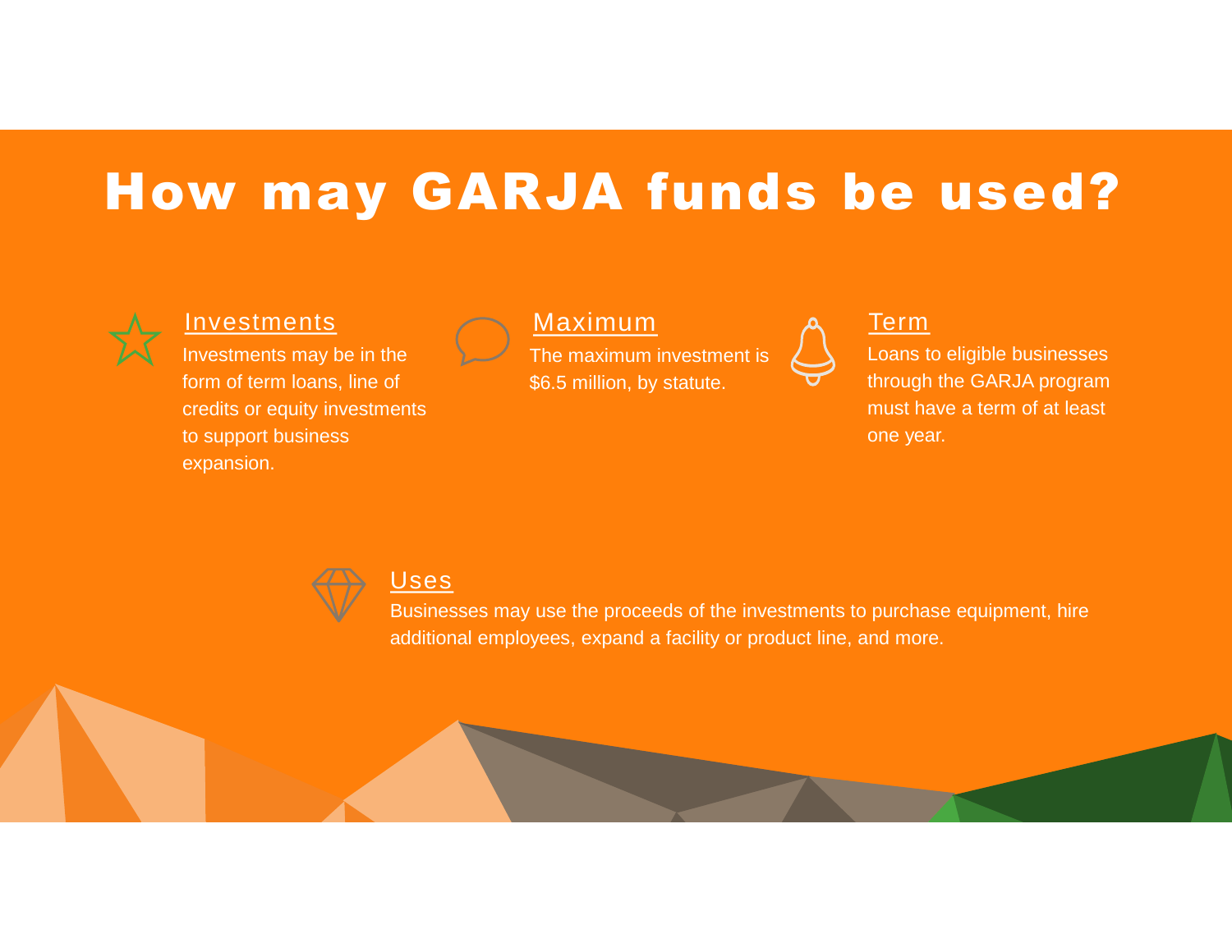# How may GARJA funds be used?

## Investments

Investments may be in the form of term loans, line of credits or equity investments to support business expansion.

## Maximum

The maximum investment is $6.5 million, by statute.

## Term

Loans to eligible businesses through the GARJA program must have a term of at least one year.

## Uses

Businesses may use the proceeds of the investments to purchase equipment, hire additional employees, expand a facility or product line, and more.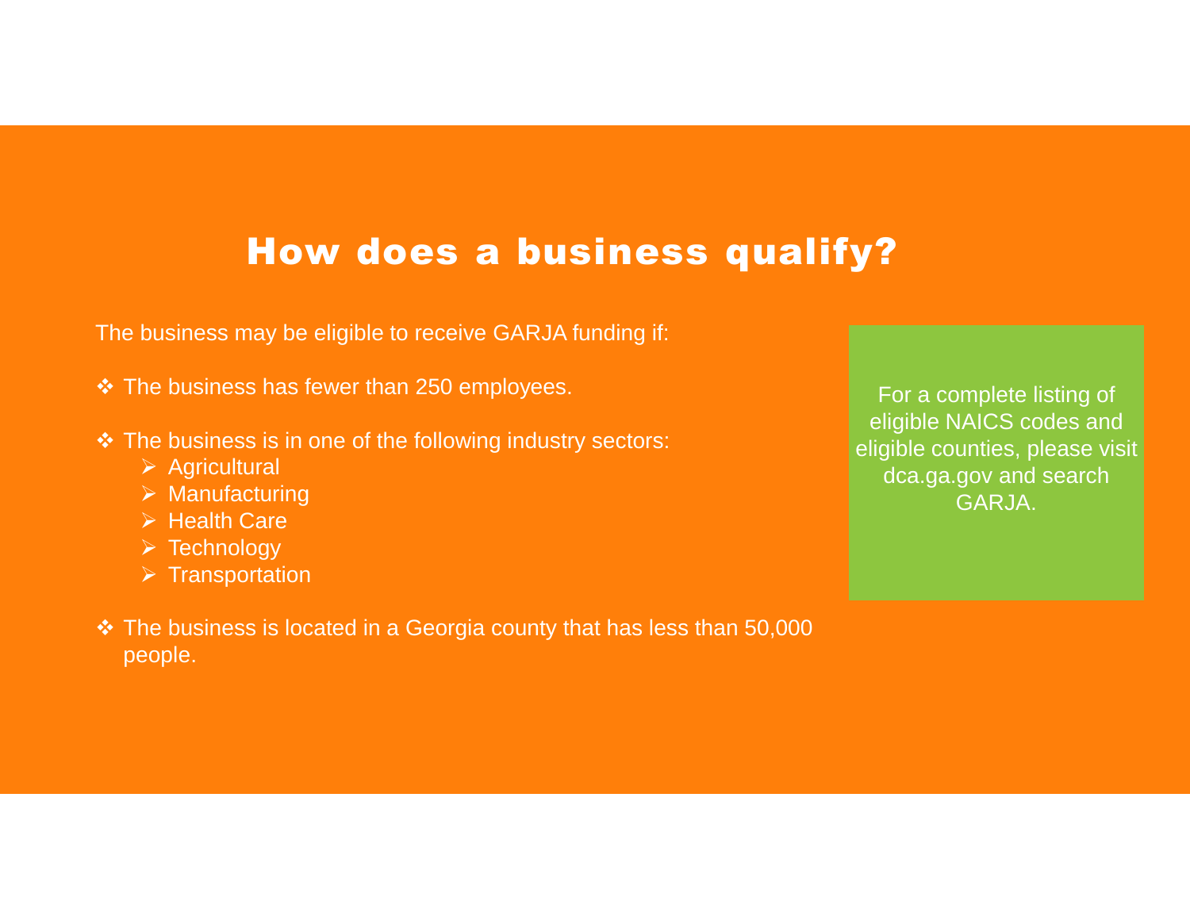# How does a business qualify?

The business may be eligible to receive GARJA funding if:

- The business has fewer than 250 employees.
- The business is in one of the following industry sectors:
  - Agricultural
  - Manufacturing
  - Health Care
  - Technology
  - Transportation
- The business is located in a Georgia county that has less than 50,000 people.

For a complete listing of eligible NAICS codes and eligible counties, please visit dca.ga.gov and search GARJA.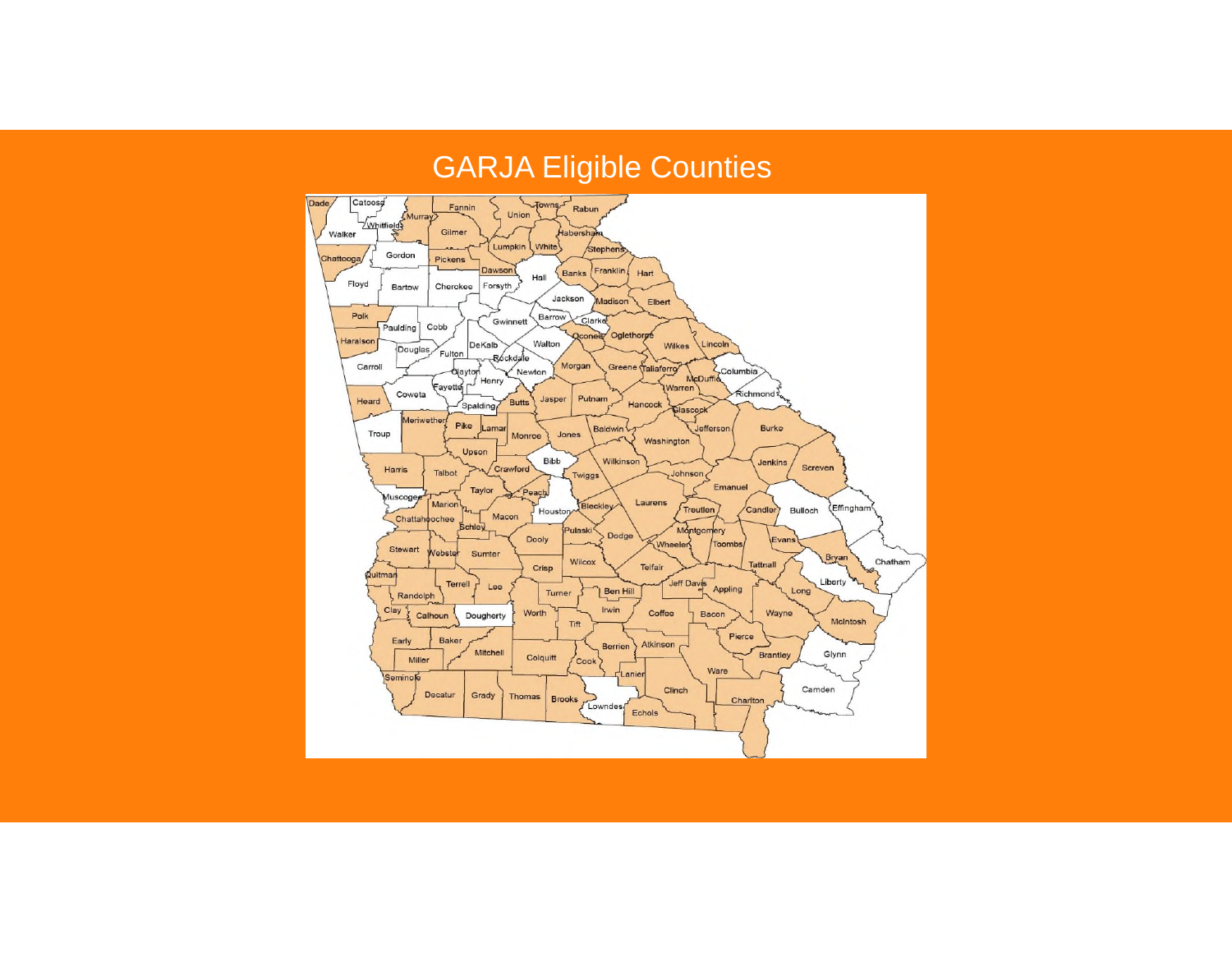# GARJA Eligible Counties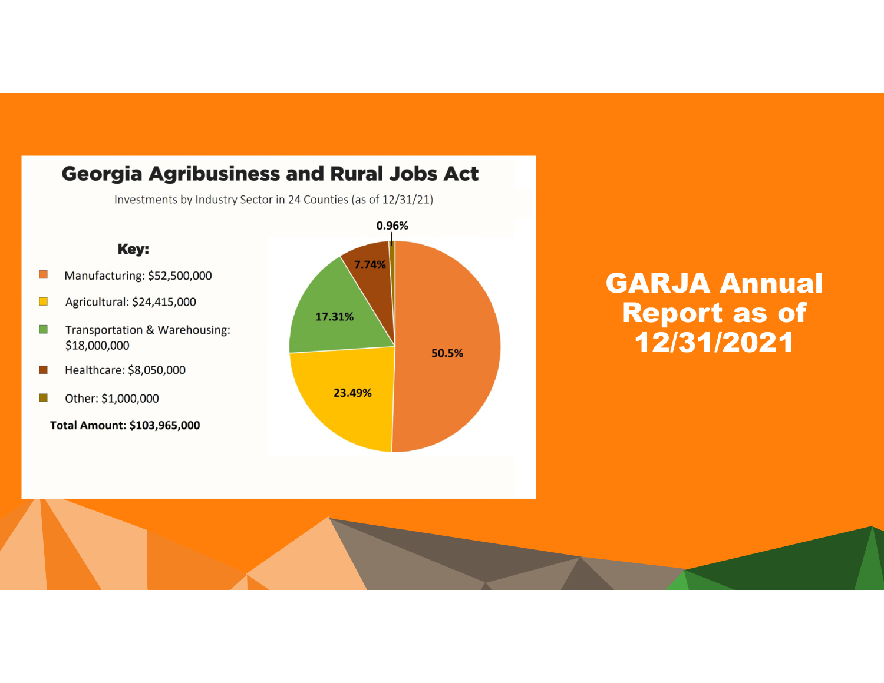# GARJA Annual Report as of 12/31/2021

## Georgia Agribusiness and Rural Jobs Act

Investments by Industry Sector in 24 Counties (as of 12/31/21)

**Key:**

- Manufacturing: $52,500,000
- Agricultural: $24,415,000
- Transportation & Warehousing: $18,000,000
- Healthcare: $8,050,000
- Other: $1,000,000

**Total Amount: $103,965,000**

| Sector | Percentage |
| --- | --- |
| Manufacturing | 50.5% |
| Agricultural | 23.49% |
| Transportation & Warehousing | 17.31% |
| Healthcare | 7.74% |
| Other | 0.96% |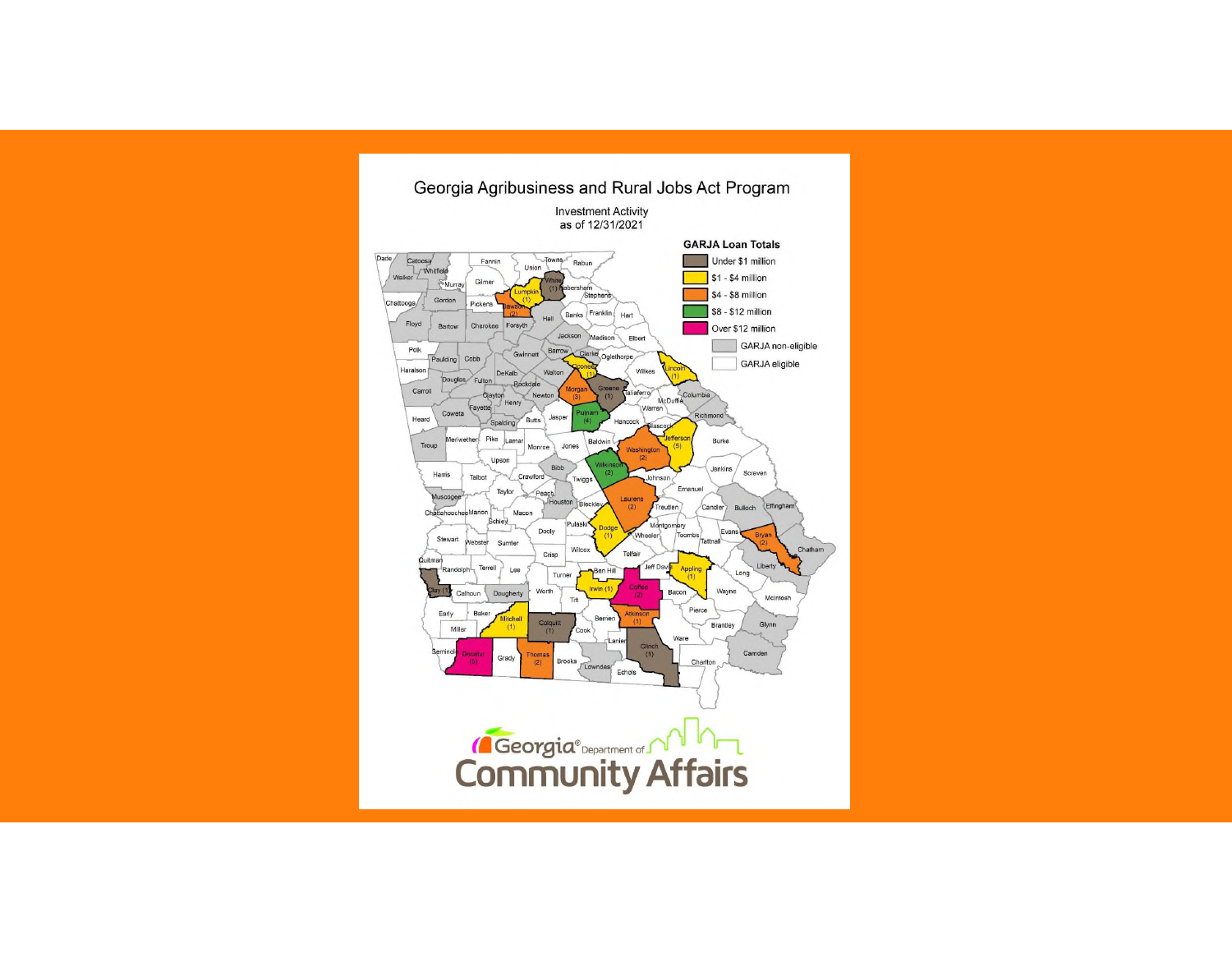# Georgia Agribusiness and Rural Jobs Act Program

Investment Activity
as of 12/31/2021

**GARJA Loan Totals**

- Under $1 million
- $1 - $4 million
- $4 - $8 million
- $8 - $12 million
- Over $12 million
- GARJA non-eligible
- GARJA eligible

Georgia Department of Community Affairs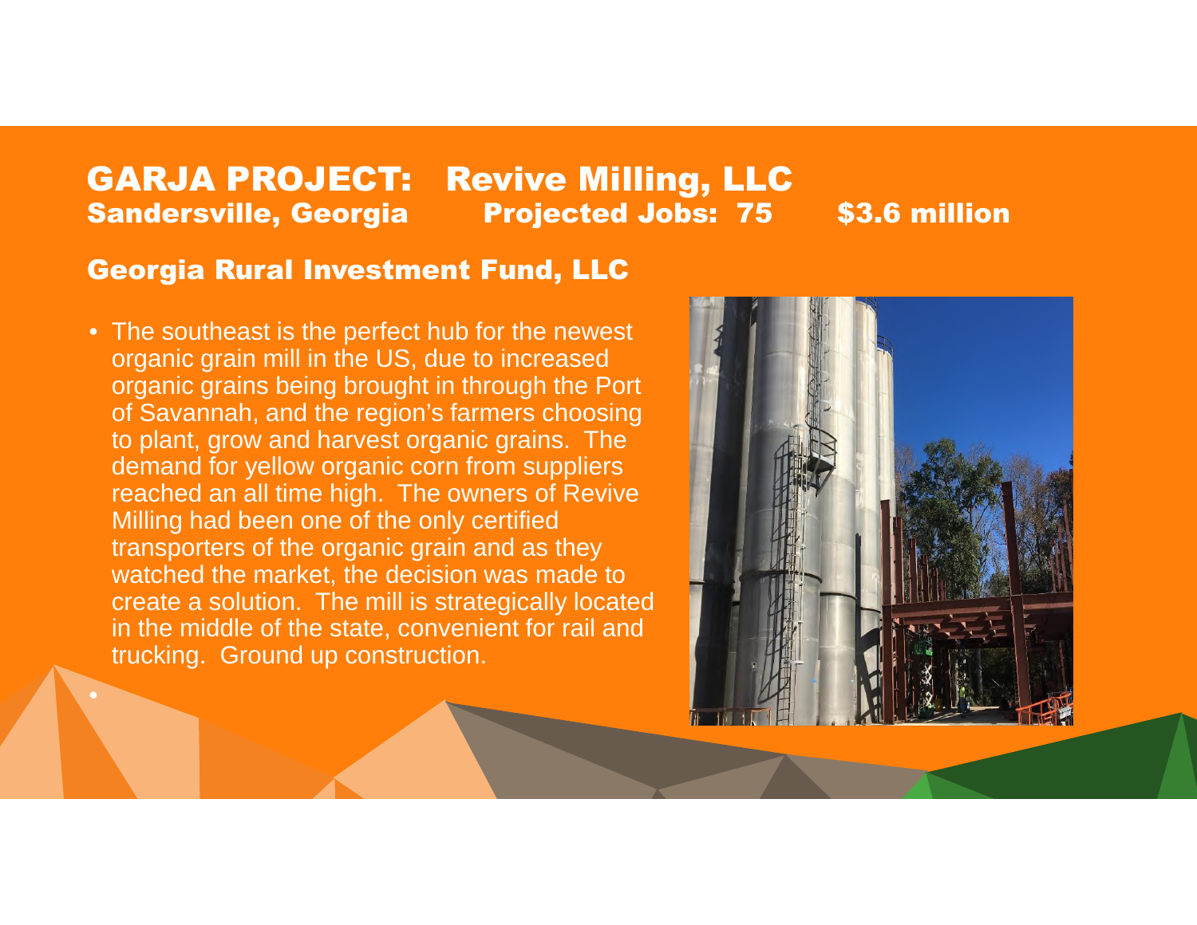# GARJA PROJECT: Revive Milling, LLC

**Sandersville, Georgia** **Projected Jobs: 75** **$3.6 million**

## Georgia Rural Investment Fund, LLC

- The southeast is the perfect hub for the newest organic grain mill in the US, due to increased organic grains being brought in through the Port of Savannah, and the region's farmers choosing to plant, grow and harvest organic grains. The demand for yellow organic corn from suppliers reached an all time high. The owners of Revive Milling had been one of the only certified transporters of the organic grain and as they watched the market, the decision was made to create a solution. The mill is strategically located in the middle of the state, convenient for rail and trucking. Ground up construction.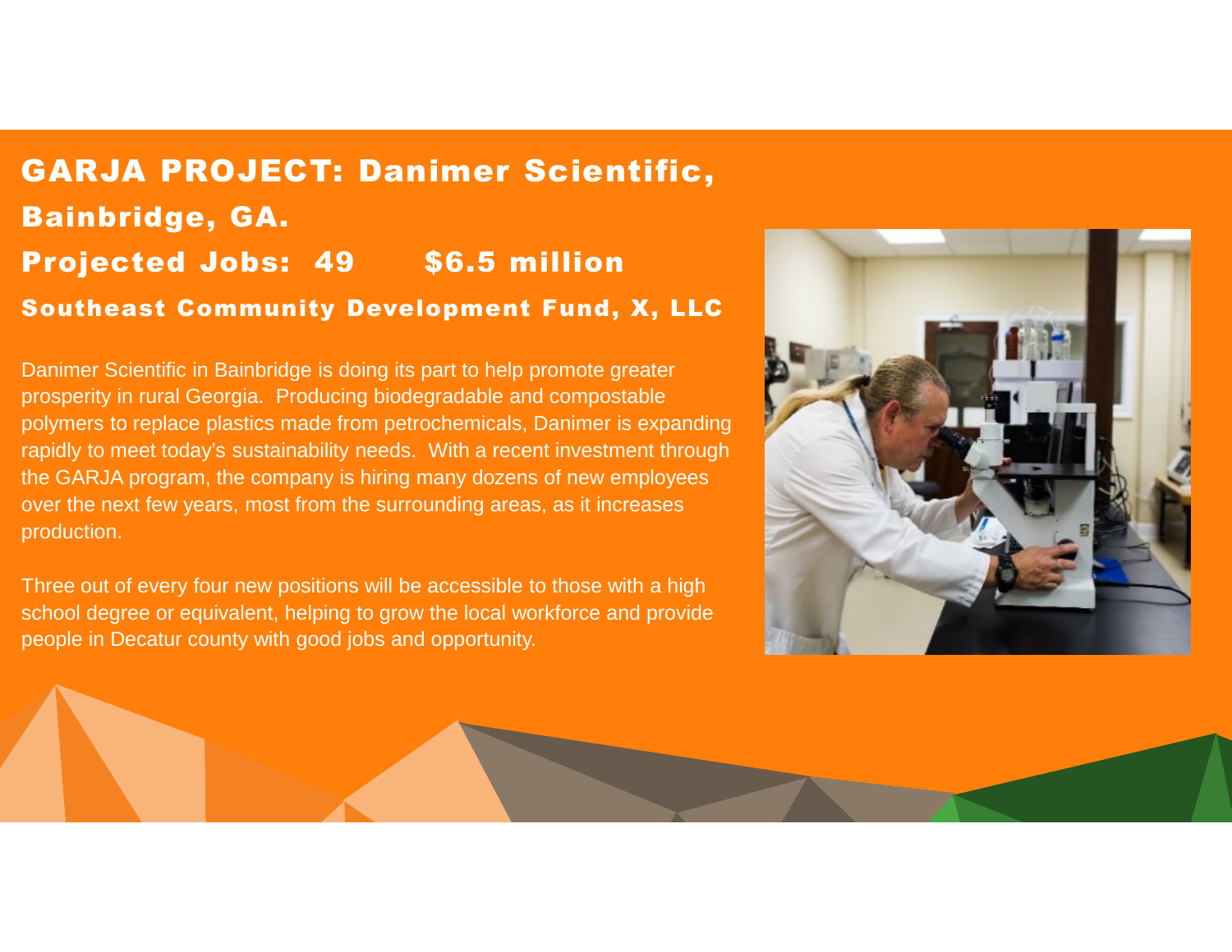## GARJA PROJECT: Danimer Scientific, Bainbridge, GA.

## Projected Jobs: 49 $6.5 million

### Southeast Community Development Fund, X, LLC

Danimer Scientific in Bainbridge is doing its part to help promote greater prosperity in rural Georgia. Producing biodegradable and compostable polymers to replace plastics made from petrochemicals, Danimer is expanding rapidly to meet today's sustainability needs. With a recent investment through the GARJA program, the company is hiring many dozens of new employees over the next few years, most from the surrounding areas, as it increases production.

Three out of every four new positions will be accessible to those with a high school degree or equivalent, helping to grow the local workforce and provide people in Decatur county with good jobs and opportunity.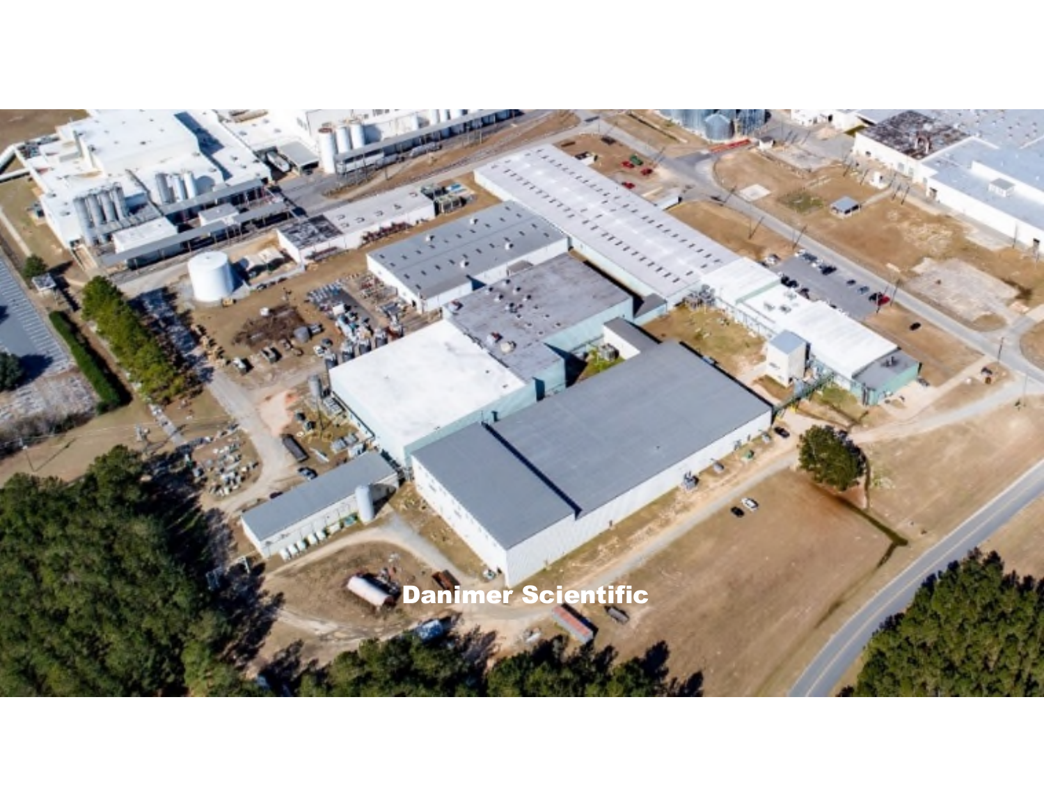Danimer Scientific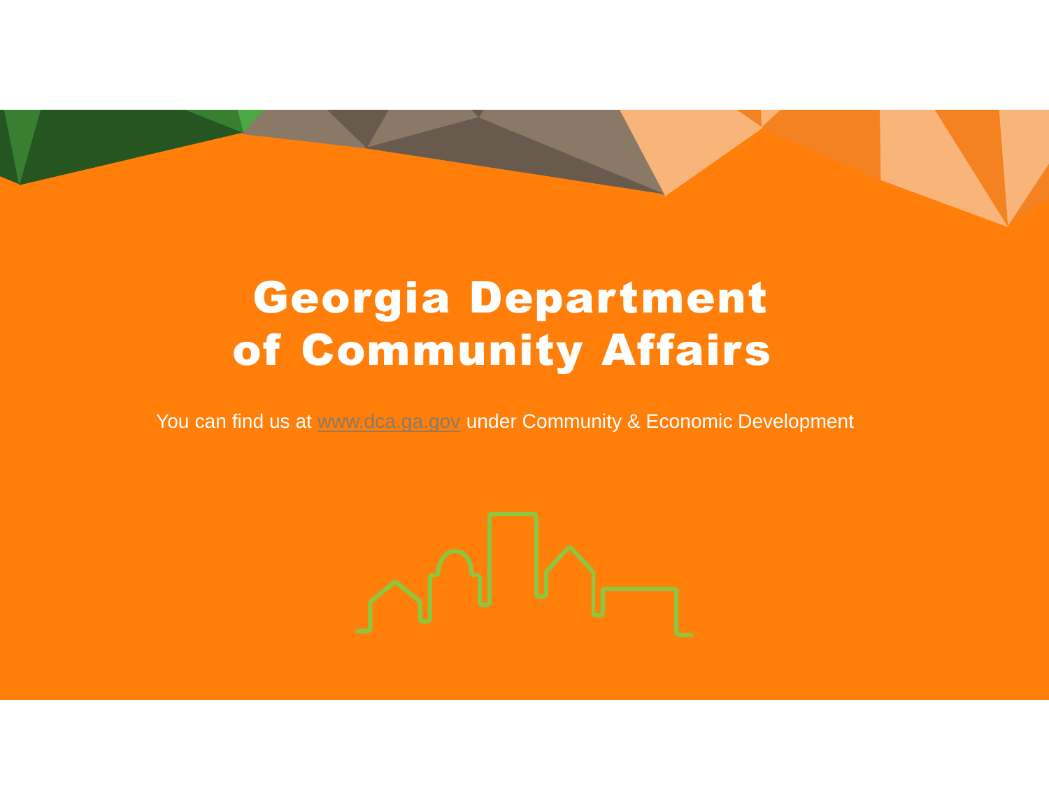# Georgia Department of Community Affairs

You can find us at www.dca.ga.gov under Community & Economic Development